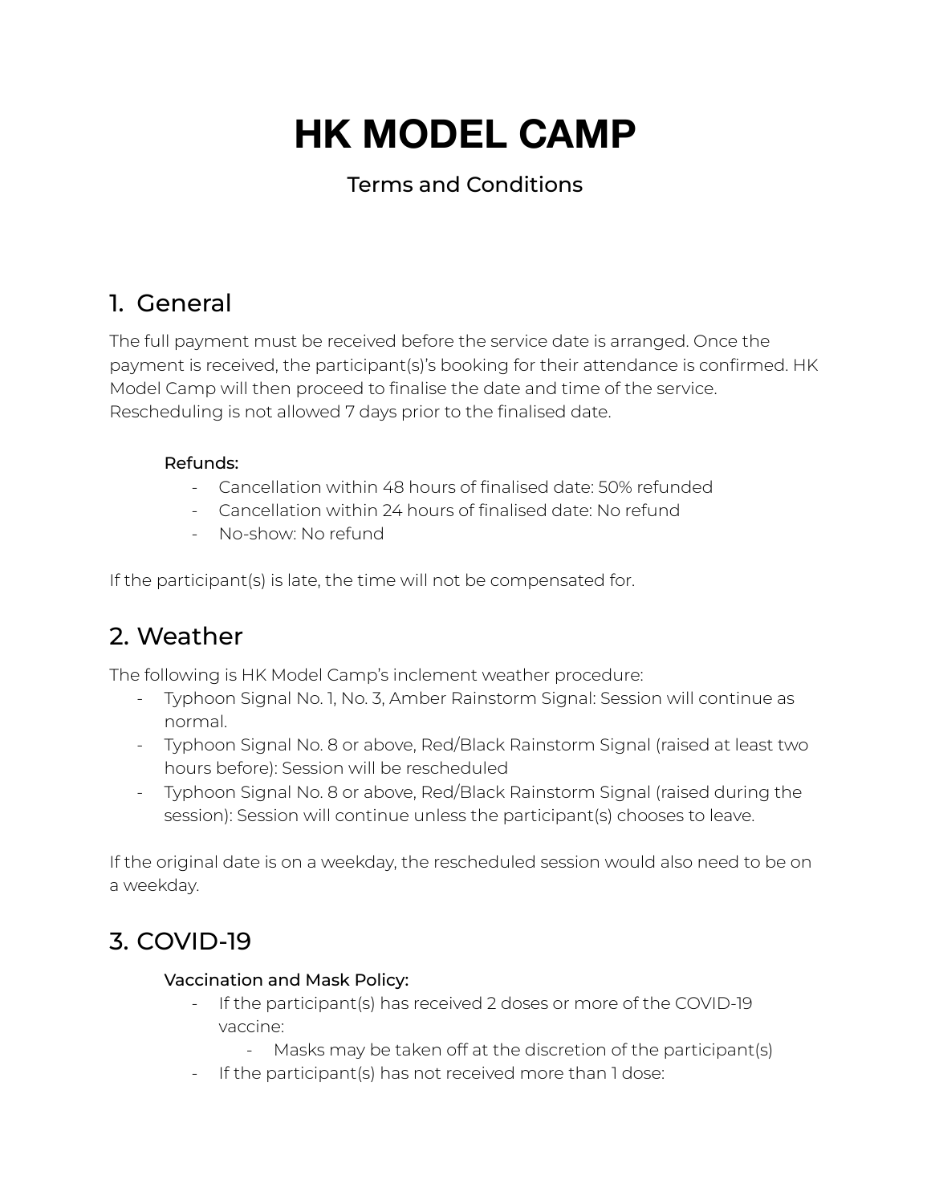# HK MODEL CAMP

Terms and Conditions

## 1. General

The full payment must be received before the service date is arranged. Once the payment is received, the participant(s)'s booking for their attendance is confirmed. HK Model Camp will then proceed to finalise the date and time of the service. Rescheduling is not allowed 7 days prior to the finalised date.

**Refunds:**

- Cancellation within 48 hours of finalised date: 50% refunded
- Cancellation within 24 hours of finalised date: No refund
- No-show: No refund

If the participant(s) is late, the time will not be compensated for.

## 2. Weather

The following is HK Model Camp's inclement weather procedure:

- Typhoon Signal No. 1, No. 3, Amber Rainstorm Signal: Session will continue as normal.
- Typhoon Signal No. 8 or above, Red/Black Rainstorm Signal (raised at least two hours before): Session will be rescheduled
- Typhoon Signal No. 8 or above, Red/Black Rainstorm Signal (raised during the session): Session will continue unless the participant(s) chooses to leave.

If the original date is on a weekday, the rescheduled session would also need to be on a weekday.

## 3. COVID-19

**Vaccination and Mask Policy:**

- If the participant(s) has received 2 doses or more of the COVID-19 vaccine:
  - Masks may be taken off at the discretion of the participant(s)
- If the participant(s) has not received more than 1 dose: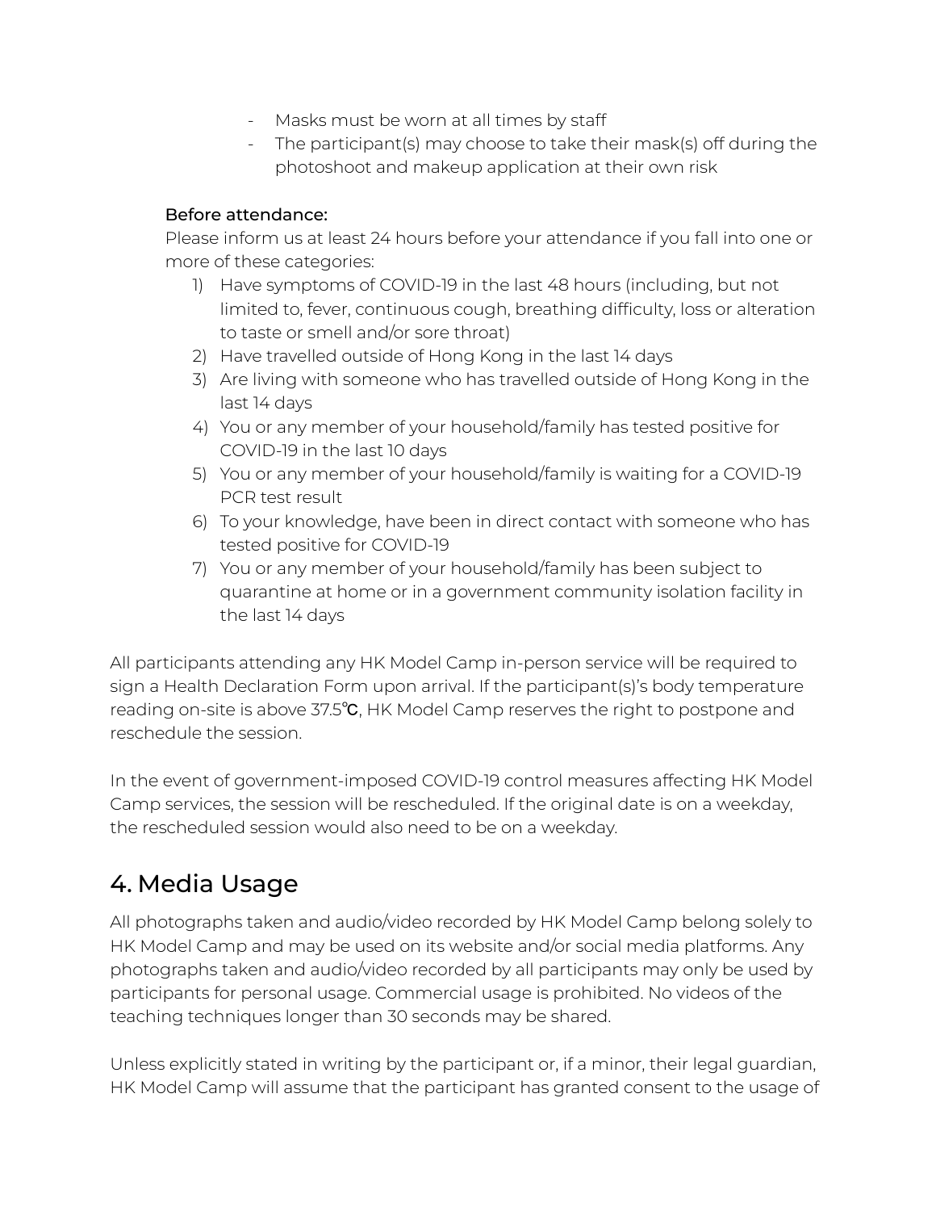- Masks must be worn at all times by staff
- The participant(s) may choose to take their mask(s) off during the photoshoot and makeup application at their own risk

Before attendance:

Please inform us at least 24 hours before your attendance if you fall into one or more of these categories:

1) Have symptoms of COVID-19 in the last 48 hours (including, but not limited to, fever, continuous cough, breathing difficulty, loss or alteration to taste or smell and/or sore throat)
2) Have travelled outside of Hong Kong in the last 14 days
3) Are living with someone who has travelled outside of Hong Kong in the last 14 days
4) You or any member of your household/family has tested positive for COVID-19 in the last 10 days
5) You or any member of your household/family is waiting for a COVID-19 PCR test result
6) To your knowledge, have been in direct contact with someone who has tested positive for COVID-19
7) You or any member of your household/family has been subject to quarantine at home or in a government community isolation facility in the last 14 days

All participants attending any HK Model Camp in-person service will be required to sign a Health Declaration Form upon arrival. If the participant(s)'s body temperature reading on-site is above 37.5℃, HK Model Camp reserves the right to postpone and reschedule the session.

In the event of government-imposed COVID-19 control measures affecting HK Model Camp services, the session will be rescheduled. If the original date is on a weekday, the rescheduled session would also need to be on a weekday.

## 4. Media Usage

All photographs taken and audio/video recorded by HK Model Camp belong solely to HK Model Camp and may be used on its website and/or social media platforms. Any photographs taken and audio/video recorded by all participants may only be used by participants for personal usage. Commercial usage is prohibited. No videos of the teaching techniques longer than 30 seconds may be shared.

Unless explicitly stated in writing by the participant or, if a minor, their legal guardian, HK Model Camp will assume that the participant has granted consent to the usage of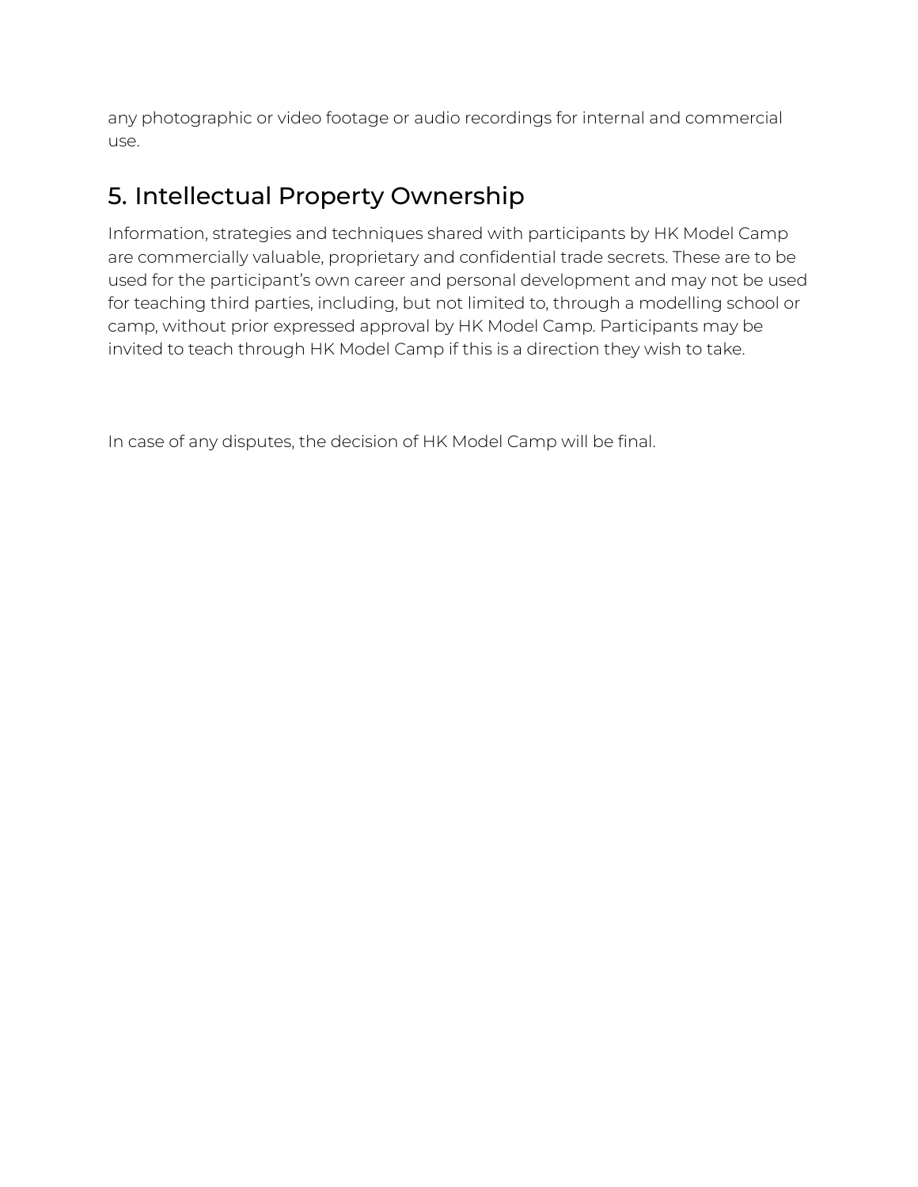any photographic or video footage or audio recordings for internal and commercial use.

## 5. Intellectual Property Ownership

Information, strategies and techniques shared with participants by HK Model Camp are commercially valuable, proprietary and confidential trade secrets. These are to be used for the participant's own career and personal development and may not be used for teaching third parties, including, but not limited to, through a modelling school or camp, without prior expressed approval by HK Model Camp. Participants may be invited to teach through HK Model Camp if this is a direction they wish to take.

In case of any disputes, the decision of HK Model Camp will be final.